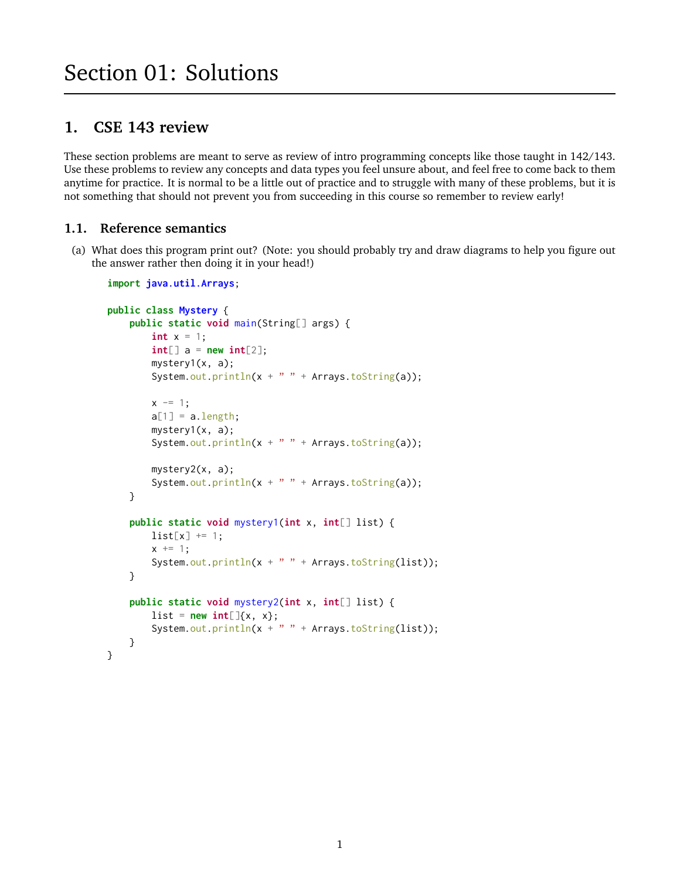# Section 01: Solutions

## 1. CSE 143 review

These section problems are meant to serve as review of intro programming concepts like those taught in 142/143. Use these problems to review any concepts and data types you feel unsure about, and feel free to come back to them anytime for practice. It is normal to be a little out of practice and to struggle with many of these problems, but it is not something that should not prevent you from succeeding in this course so remember to review early!

### 1.1. Reference semantics

(a) What does this program print out? (Note: you should probably try and draw diagrams to help you figure out the answer rather then doing it in your head!)

```
import java.util.Arrays;

public class Mystery {
    public static void main(String[] args) {
        int x = 1;
        int[] a = new int[2];
        mystery1(x, a);
        System.out.println(x + " " + Arrays.toString(a));

        x -= 1;
        a[1] = a.length;
        mystery1(x, a);
        System.out.println(x + " " + Arrays.toString(a));

        mystery2(x, a);
        System.out.println(x + " " + Arrays.toString(a));
    }

    public static void mystery1(int x, int[] list) {
        list[x] += 1;
        x += 1;
        System.out.println(x + " " + Arrays.toString(list));
    }

    public static void mystery2(int x, int[] list) {
        list = new int[]{x, x};
        System.out.println(x + " " + Arrays.toString(list));
    }
}
```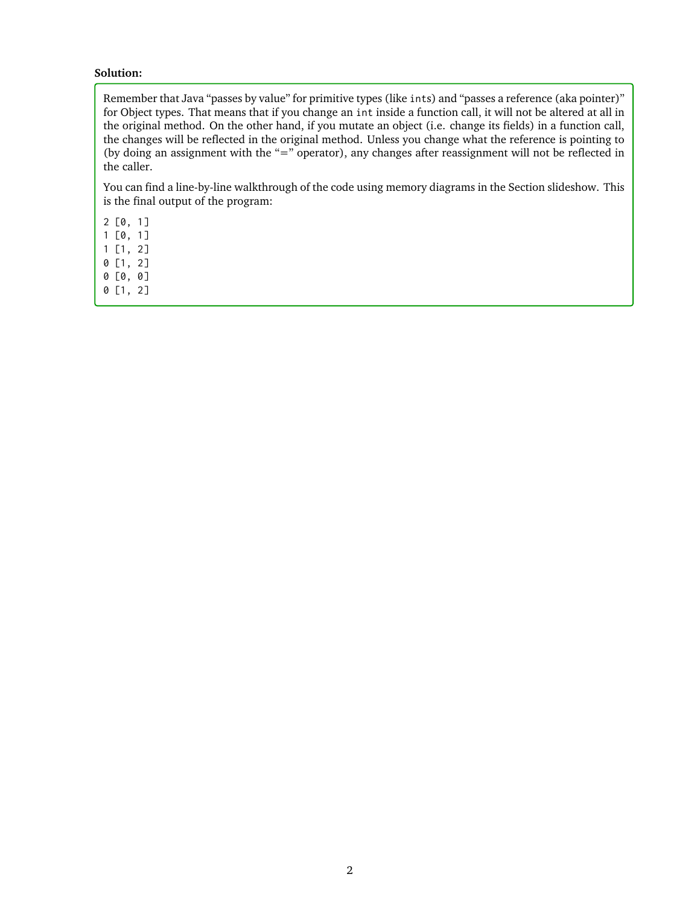**Solution:**

Remember that Java "passes by value" for primitive types (like `ints`) and "passes a reference (aka pointer)" for Object types. That means that if you change an `int` inside a function call, it will not be altered at all in the original method. On the other hand, if you mutate an object (i.e. change its fields) in a function call, the changes will be reflected in the original method. Unless you change what the reference is pointing to (by doing an assignment with the "=" operator), any changes after reassignment will not be reflected in the caller.

You can find a line-by-line walkthrough of the code using memory diagrams in the Section slideshow. This is the final output of the program:

```
2 [0, 1]
1 [0, 1]
1 [1, 2]
0 [1, 2]
0 [0, 0]
0 [1, 2]
```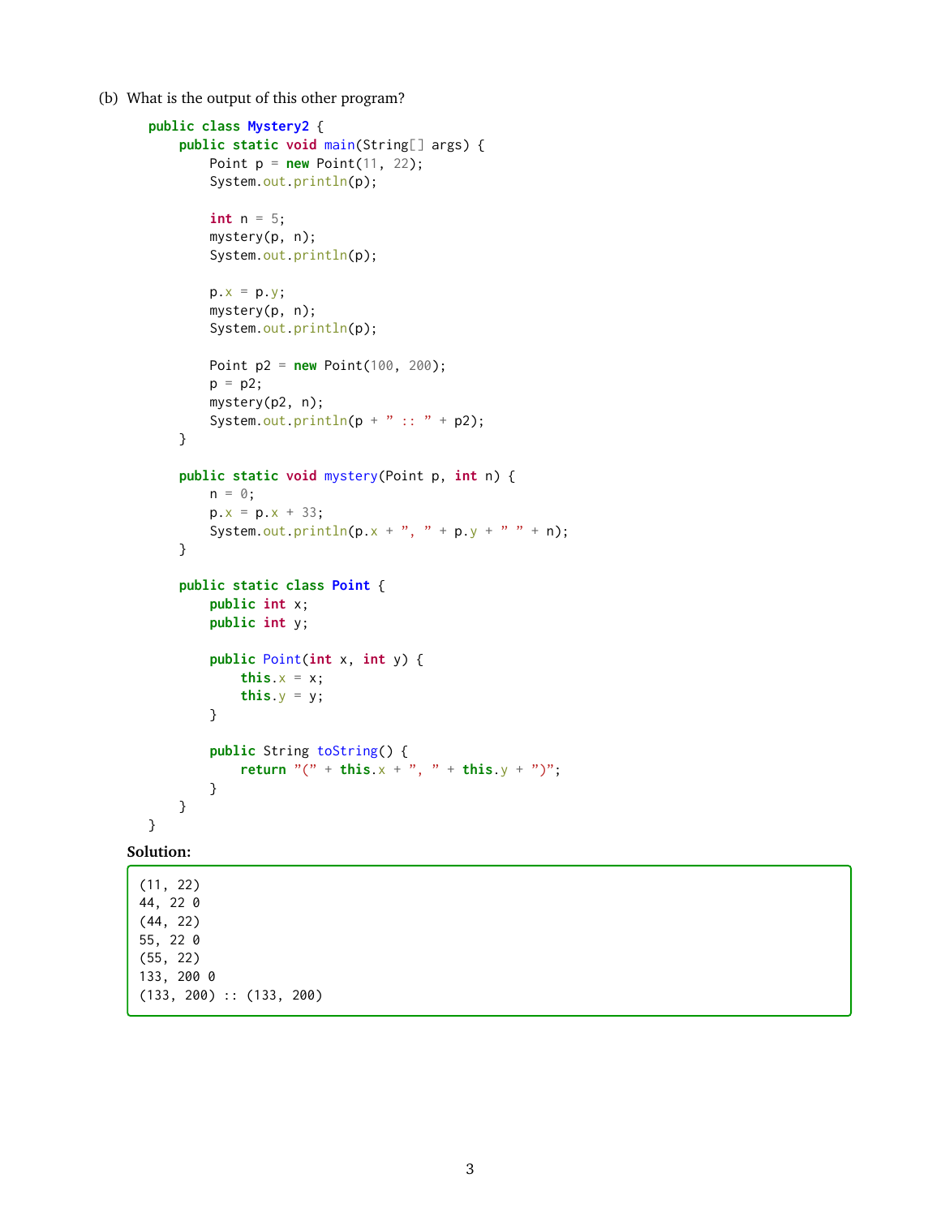(b) What is the output of this other program?

```
public class Mystery2 {
    public static void main(String[] args) {
        Point p = new Point(11, 22);
        System.out.println(p);

        int n = 5;
        mystery(p, n);
        System.out.println(p);

        p.x = p.y;
        mystery(p, n);
        System.out.println(p);

        Point p2 = new Point(100, 200);
        p = p2;
        mystery(p2, n);
        System.out.println(p + " :: " + p2);
    }

    public static void mystery(Point p, int n) {
        n = 0;
        p.x = p.x + 33;
        System.out.println(p.x + ", " + p.y + " " + n);
    }

    public static class Point {
        public int x;
        public int y;

        public Point(int x, int y) {
            this.x = x;
            this.y = y;
        }

        public String toString() {
            return "(" + this.x + ", " + this.y + ")";
        }
    }
}
```

**Solution:**

```
(11, 22)
44, 22 0
(44, 22)
55, 22 0
(55, 22)
133, 200 0
(133, 200) :: (133, 200)
```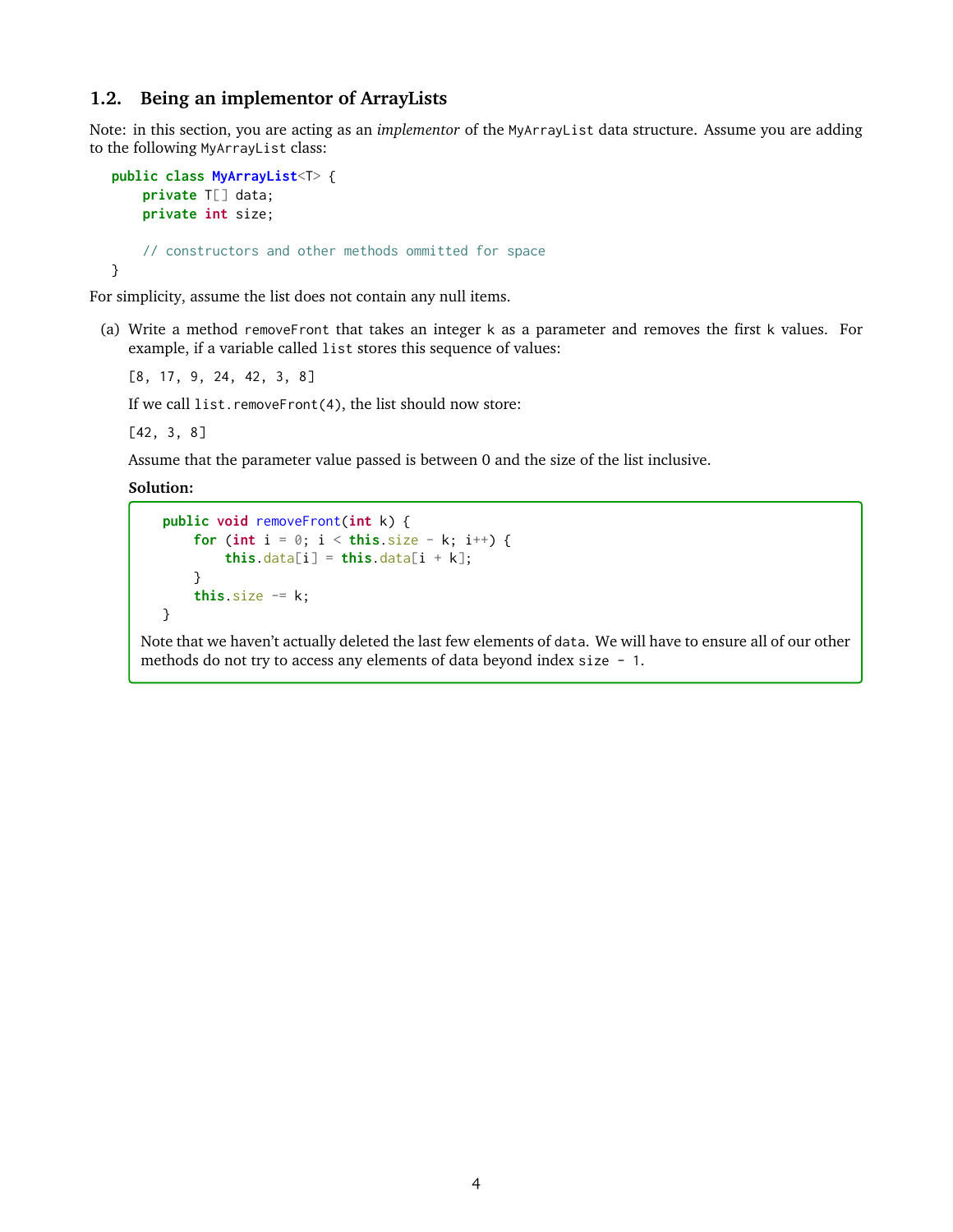### 1.2. Being an implementor of ArrayLists

Note: in this section, you are acting as an *implementor* of the `MyArrayList` data structure. Assume you are adding to the following `MyArrayList` class:

```
public class MyArrayList<T> {
    private T[] data;
    private int size;

    // constructors and other methods ommitted for space
}
```

For simplicity, assume the list does not contain any null items.

(a) Write a method `removeFront` that takes an integer `k` as a parameter and removes the first `k` values. For example, if a variable called `list` stores this sequence of values:

```
[8, 17, 9, 24, 42, 3, 8]
```

If we call `list.removeFront(4)`, the list should now store:

```
[42, 3, 8]
```

Assume that the parameter value passed is between 0 and the size of the list inclusive.

**Solution:**

```
public void removeFront(int k) {
    for (int i = 0; i < this.size - k; i++) {
        this.data[i] = this.data[i + k];
    }
    this.size -= k;
}
```

Note that we haven't actually deleted the last few elements of `data`. We will have to ensure all of our other methods do not try to access any elements of data beyond index `size - 1`.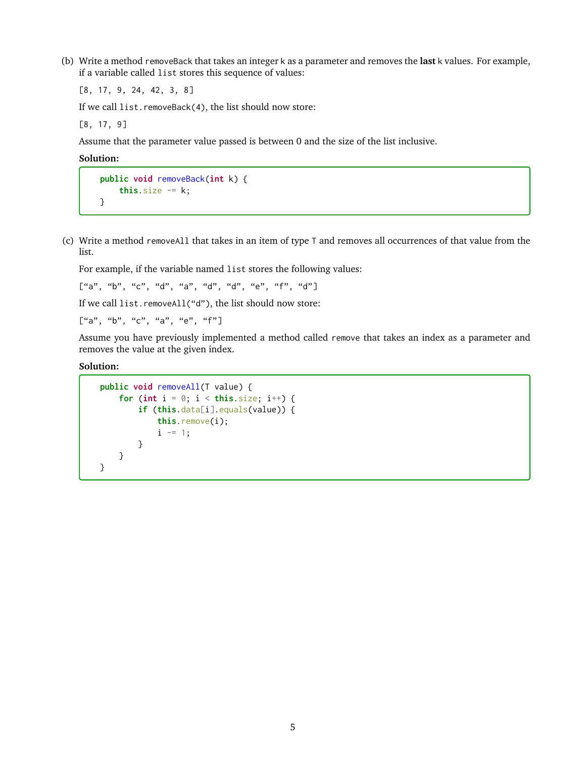(b) Write a method `removeBack` that takes an integer `k` as a parameter and removes the **last** `k` values. For example, if a variable called `list` stores this sequence of values:

`[8, 17, 9, 24, 42, 3, 8]`

If we call `list.removeBack(4)`, the list should now store:

`[8, 17, 9]`

Assume that the parameter value passed is between 0 and the size of the list inclusive.

**Solution:**

```
public void removeBack(int k) {
    this.size -= k;
}
```

(c) Write a method `removeAll` that takes in an item of type `T` and removes all occurrences of that value from the list.

For example, if the variable named `list` stores the following values:

`[“a”, “b”, “c”, “d”, “a”, “d”, “d”, “e”, “f”, “d”]`

If we call `list.removeAll(“d”)`, the list should now store:

`[“a”, “b”, “c”, “a”, “e”, “f”]`

Assume you have previously implemented a method called `remove` that takes an index as a parameter and removes the value at the given index.

**Solution:**

```
public void removeAll(T value) {
    for (int i = 0; i < this.size; i++) {
        if (this.data[i].equals(value)) {
            this.remove(i);
            i -= 1;
        }
    }
}
```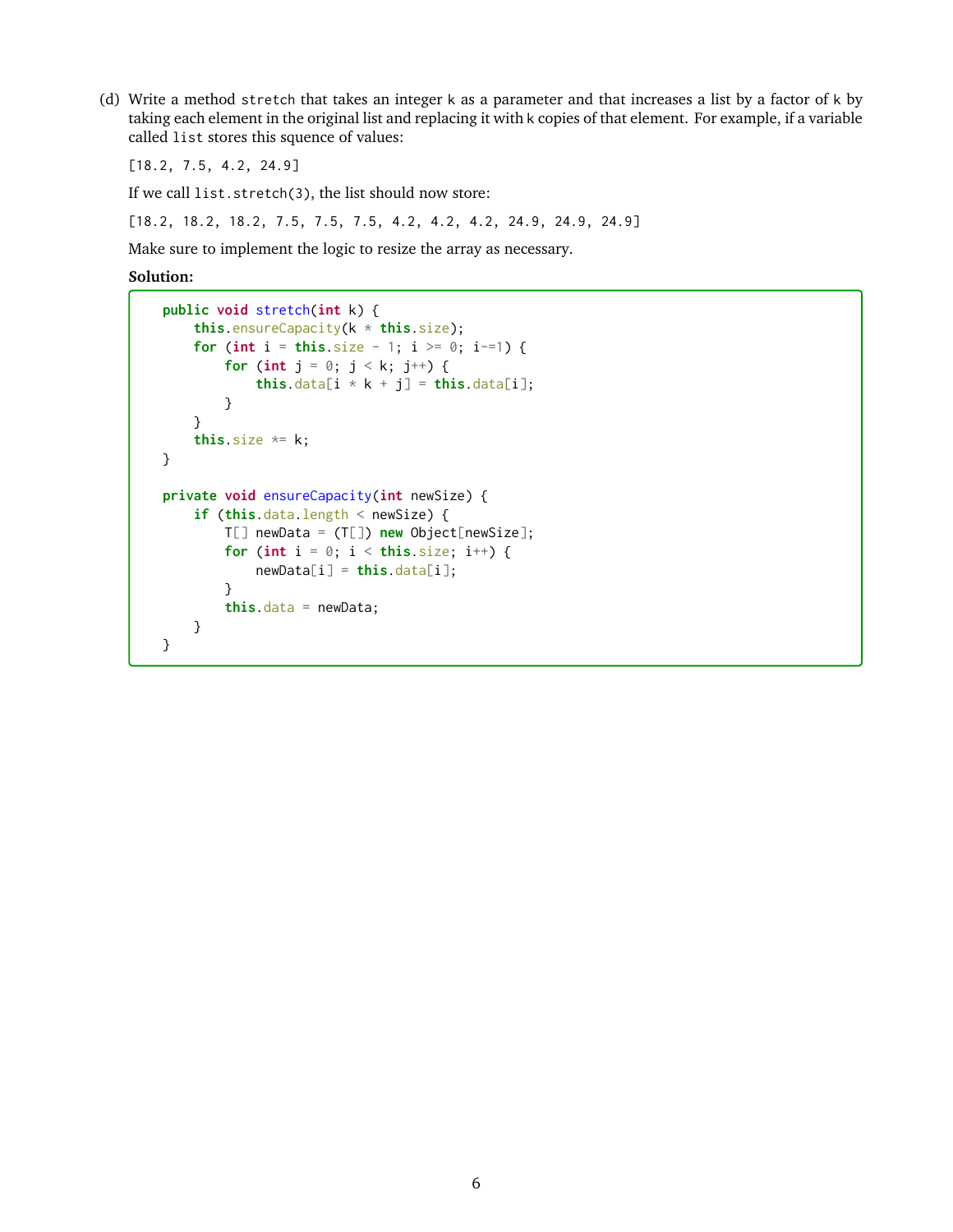(d) Write a method `stretch` that takes an integer `k` as a parameter and that increases a list by a factor of `k` by taking each element in the original list and replacing it with `k` copies of that element. For example, if a variable called `list` stores this squence of values:

```
[18.2, 7.5, 4.2, 24.9]
```

If we call `list.stretch(3)`, the list should now store:

```
[18.2, 18.2, 18.2, 7.5, 7.5, 7.5, 4.2, 4.2, 4.2, 24.9, 24.9, 24.9]
```

Make sure to implement the logic to resize the array as necessary.

**Solution:**

```java
public void stretch(int k) {
    this.ensureCapacity(k * this.size);
    for (int i = this.size - 1; i >= 0; i-=1) {
        for (int j = 0; j < k; j++) {
            this.data[i * k + j] = this.data[i];
        }
    }
    this.size *= k;
}

private void ensureCapacity(int newSize) {
    if (this.data.length < newSize) {
        T[] newData = (T[]) new Object[newSize];
        for (int i = 0; i < this.size; i++) {
            newData[i] = this.data[i];
        }
        this.data = newData;
    }
}
```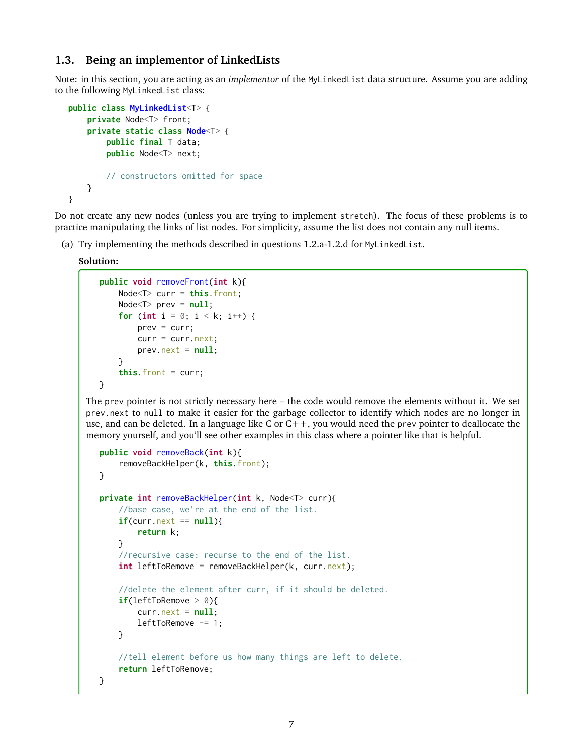### 1.3. Being an implementor of LinkedLists

Note: in this section, you are acting as an *implementor* of the `MyLinkedList` data structure. Assume you are adding to the following `MyLinkedList` class:

```java
public class MyLinkedList<T> {
    private Node<T> front;
    private static class Node<T> {
        public final T data;
        public Node<T> next;

        // constructors omitted for space
    }
}
```

Do not create any new nodes (unless you are trying to implement `stretch`). The focus of these problems is to practice manipulating the links of list nodes. For simplicity, assume the list does not contain any null items.

(a) Try implementing the methods described in questions 1.2.a-1.2.d for `MyLinkedList`.

**Solution:**

```java
public void removeFront(int k){
    Node<T> curr = this.front;
    Node<T> prev = null;
    for (int i = 0; i < k; i++) {
        prev = curr;
        curr = curr.next;
        prev.next = null;
    }
    this.front = curr;
}
```

The `prev` pointer is not strictly necessary here – the code would remove the elements without it. We set `prev.next` to `null` to make it easier for the garbage collector to identify which nodes are no longer in use, and can be deleted. In a language like C or C++, you would need the `prev` pointer to deallocate the memory yourself, and you'll see other examples in this class where a pointer like that is helpful.

```java
public void removeBack(int k){
    removeBackHelper(k, this.front);
}

private int removeBackHelper(int k, Node<T> curr){
    //base case, we're at the end of the list.
    if(curr.next == null){
        return k;
    }
    //recursive case: recurse to the end of the list.
    int leftToRemove = removeBackHelper(k, curr.next);

    //delete the element after curr, if it should be deleted.
    if(leftToRemove > 0){
        curr.next = null;
        leftToRemove -= 1;
    }

    //tell element before us how many things are left to delete.
    return leftToRemove;
}
```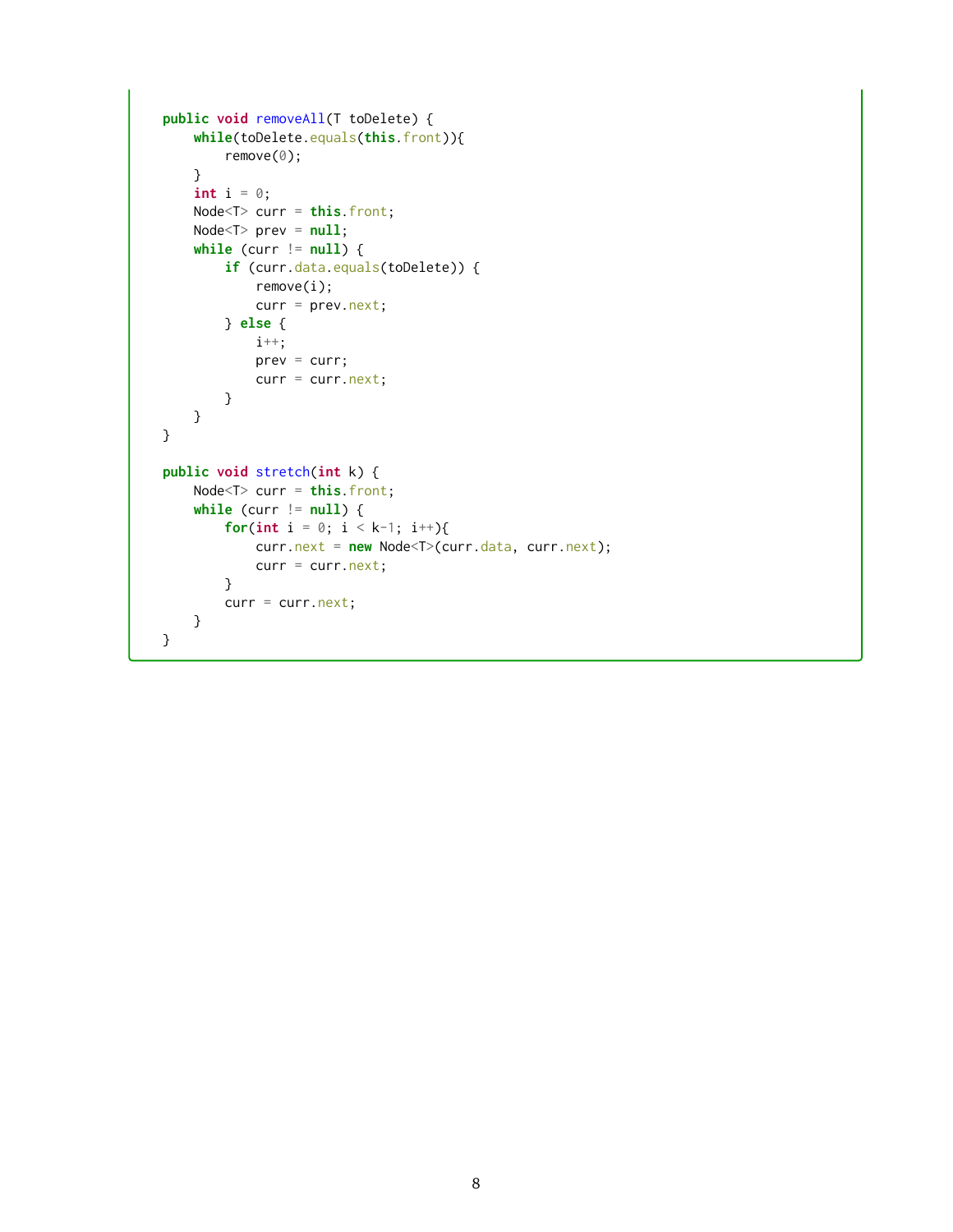```java
    public void removeAll(T toDelete) {
        while(toDelete.equals(this.front)){
            remove(0);
        }
        int i = 0;
        Node<T> curr = this.front;
        Node<T> prev = null;
        while (curr != null) {
            if (curr.data.equals(toDelete)) {
                remove(i);
                curr = prev.next;
            } else {
                i++;
                prev = curr;
                curr = curr.next;
            }
        }
    }

    public void stretch(int k) {
        Node<T> curr = this.front;
        while (curr != null) {
            for(int i = 0; i < k-1; i++){
                curr.next = new Node<T>(curr.data, curr.next);
                curr = curr.next;
            }
            curr = curr.next;
        }
    }
```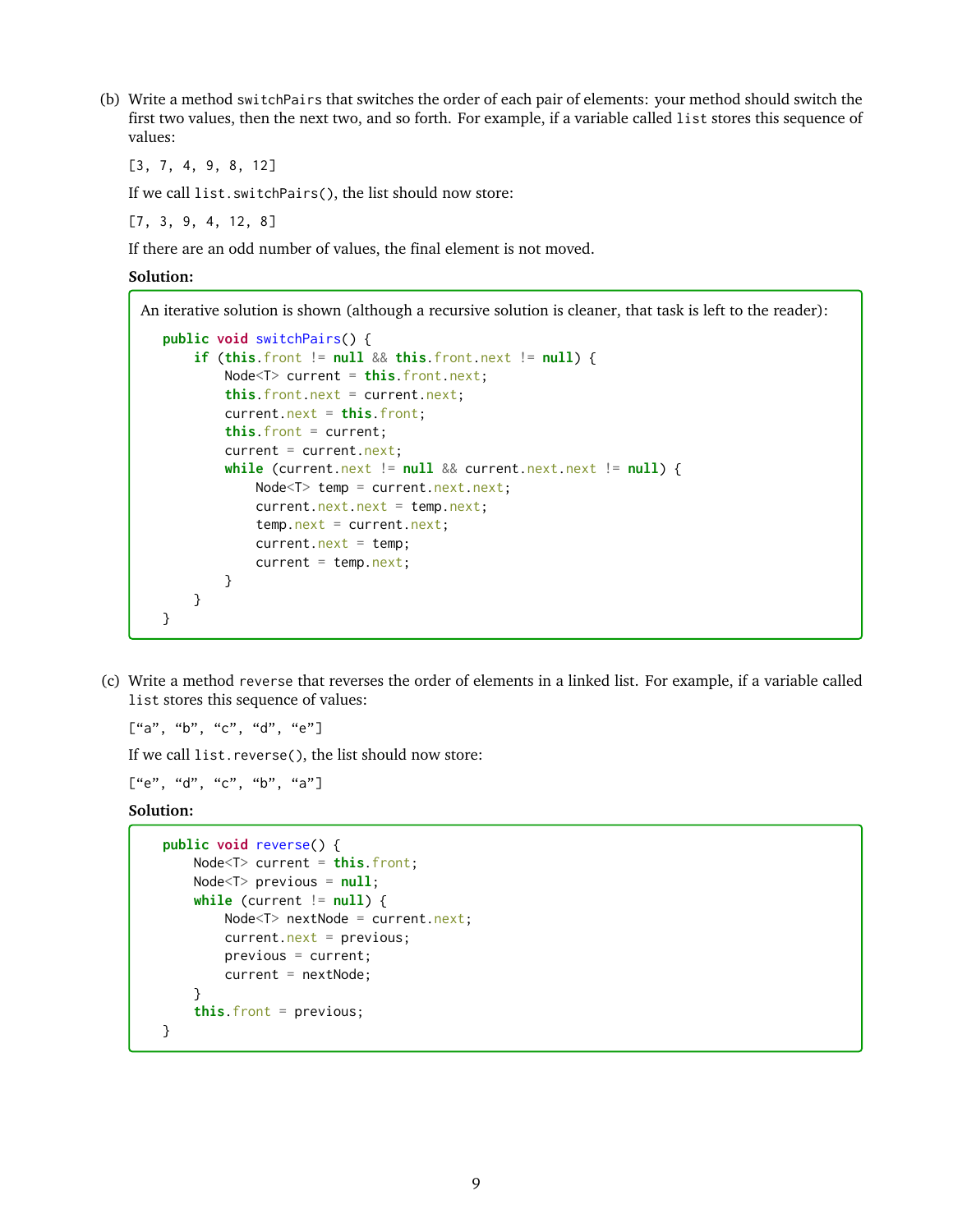(b) Write a method `switchPairs` that switches the order of each pair of elements: your method should switch the first two values, then the next two, and so forth. For example, if a variable called `list` stores this sequence of values:

```
[3, 7, 4, 9, 8, 12]
```

If we call `list.switchPairs()`, the list should now store:

```
[7, 3, 9, 4, 12, 8]
```

If there are an odd number of values, the final element is not moved.

**Solution:**

An iterative solution is shown (although a recursive solution is cleaner, that task is left to the reader):

```java
public void switchPairs() {
    if (this.front != null && this.front.next != null) {
        Node<T> current = this.front.next;
        this.front.next = current.next;
        current.next = this.front;
        this.front = current;
        current = current.next;
        while (current.next != null && current.next.next != null) {
            Node<T> temp = current.next.next;
            current.next.next = temp.next;
            temp.next = current.next;
            current.next = temp;
            current = temp.next;
        }
    }
}
```

(c) Write a method `reverse` that reverses the order of elements in a linked list. For example, if a variable called `list` stores this sequence of values:

```
[“a”, “b”, “c”, “d”, “e”]
```

If we call `list.reverse()`, the list should now store:

```
[“e”, “d”, “c”, “b”, “a”]
```

**Solution:**

```java
public void reverse() {
    Node<T> current = this.front;
    Node<T> previous = null;
    while (current != null) {
        Node<T> nextNode = current.next;
        current.next = previous;
        previous = current;
        current = nextNode;
    }
    this.front = previous;
}
```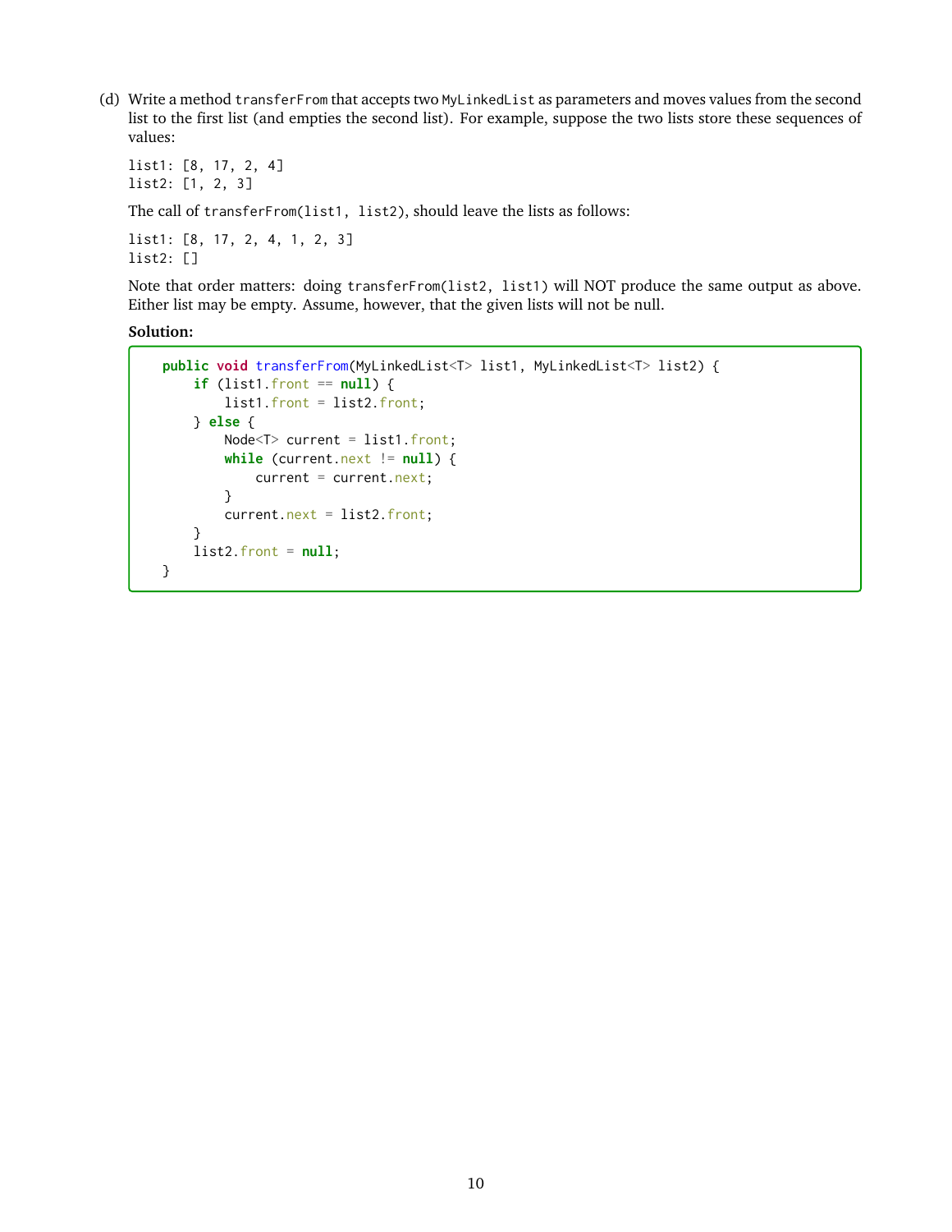(d) Write a method `transferFrom` that accepts two `MyLinkedList` as parameters and moves values from the second list to the first list (and empties the second list). For example, suppose the two lists store these sequences of values:

```
list1: [8, 17, 2, 4]
list2: [1, 2, 3]
```

The call of `transferFrom(list1, list2)`, should leave the lists as follows:

```
list1: [8, 17, 2, 4, 1, 2, 3]
list2: []
```

Note that order matters: doing `transferFrom(list2, list1)` will NOT produce the same output as above. Either list may be empty. Assume, however, that the given lists will not be null.

**Solution:**

```java
public void transferFrom(MyLinkedList<T> list1, MyLinkedList<T> list2) {
    if (list1.front == null) {
        list1.front = list2.front;
    } else {
        Node<T> current = list1.front;
        while (current.next != null) {
            current = current.next;
        }
        current.next = list2.front;
    }
    list2.front = null;
}
```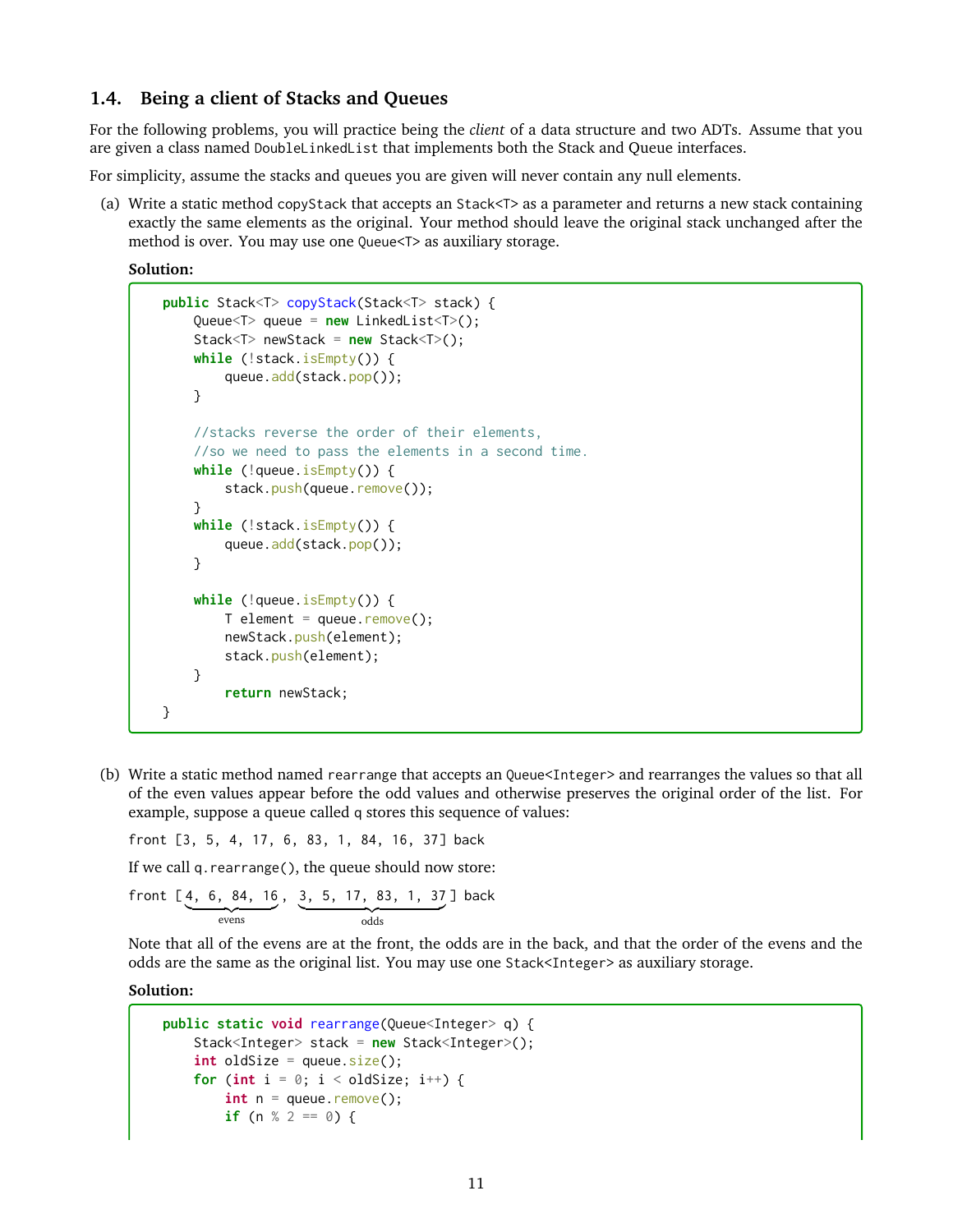### 1.4. Being a client of Stacks and Queues

For the following problems, you will practice being the *client* of a data structure and two ADTs. Assume that you are given a class named `DoubleLinkedList` that implements both the Stack and Queue interfaces.

For simplicity, assume the stacks and queues you are given will never contain any null elements.

(a) Write a static method `copyStack` that accepts an `Stack<T>` as a parameter and returns a new stack containing exactly the same elements as the original. Your method should leave the original stack unchanged after the method is over. You may use one `Queue<T>` as auxiliary storage.

**Solution:**

```
public Stack<T> copyStack(Stack<T> stack) {
    Queue<T> queue = new LinkedList<T>();
    Stack<T> newStack = new Stack<T>();
    while (!stack.isEmpty()) {
        queue.add(stack.pop());
    }

    //stacks reverse the order of their elements,
    //so we need to pass the elements in a second time.
    while (!queue.isEmpty()) {
        stack.push(queue.remove());
    }
    while (!stack.isEmpty()) {
        queue.add(stack.pop());
    }

    while (!queue.isEmpty()) {
        T element = queue.remove();
        newStack.push(element);
        stack.push(element);
    }
        return newStack;
}
```

(b) Write a static method named `rearrange` that accepts an `Queue<Integer>` and rearranges the values so that all of the even values appear before the odd values and otherwise preserves the original order of the list. For example, suppose a queue called `q` stores this sequence of values:

`front [3, 5, 4, 17, 6, 83, 1, 84, 16, 37] back`

If we call `q.rearrange()`, the queue should now store:

`front [4, 6, 84, 16, 3, 5, 17, 83, 1, 37] back` (evens: 4, 6, 84, 16; odds: 3, 5, 17, 83, 1, 37)

Note that all of the evens are at the front, the odds are in the back, and that the order of the evens and the odds are the same as the original list. You may use one `Stack<Integer>` as auxiliary storage.

**Solution:**

```
public static void rearrange(Queue<Integer> q) {
    Stack<Integer> stack = new Stack<Integer>();
    int oldSize = queue.size();
    for (int i = 0; i < oldSize; i++) {
        int n = queue.remove();
        if (n % 2 == 0) {
```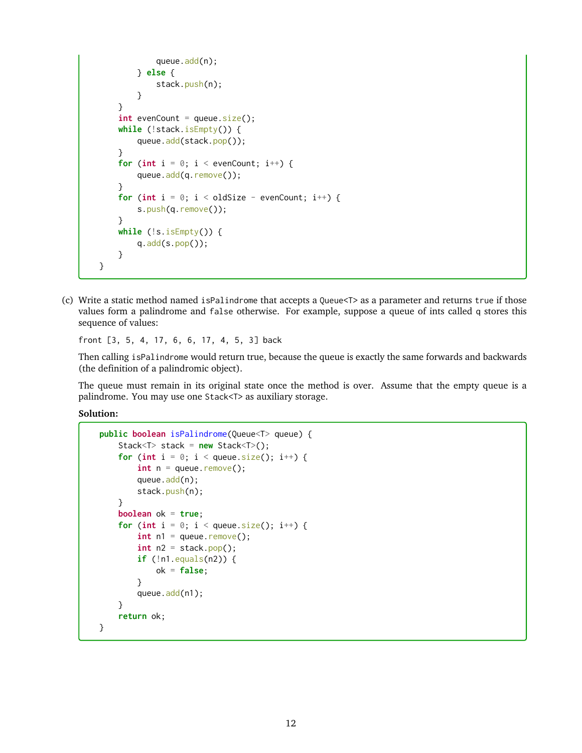```
                queue.add(n);
            } else {
                stack.push(n);
            }
        }
        int evenCount = queue.size();
        while (!stack.isEmpty()) {
            queue.add(stack.pop());
        }
        for (int i = 0; i < evenCount; i++) {
            queue.add(q.remove());
        }
        for (int i = 0; i < oldSize - evenCount; i++) {
            s.push(q.remove());
        }
        while (!s.isEmpty()) {
            q.add(s.pop());
        }
    }
```

(c) Write a static method named `isPalindrome` that accepts a `Queue<T>` as a parameter and returns `true` if those values form a palindrome and `false` otherwise. For example, suppose a queue of ints called `q` stores this sequence of values:

`front [3, 5, 4, 17, 6, 6, 17, 4, 5, 3] back`

Then calling `isPalindrome` would return true, because the queue is exactly the same forwards and backwards (the definition of a palindromic object).

The queue must remain in its original state once the method is over. Assume that the empty queue is a palindrome. You may use one `Stack<T>` as auxiliary storage.

**Solution:**

```
public boolean isPalindrome(Queue<T> queue) {
    Stack<T> stack = new Stack<T>();
    for (int i = 0; i < queue.size(); i++) {
        int n = queue.remove();
        queue.add(n);
        stack.push(n);
    }
    boolean ok = true;
    for (int i = 0; i < queue.size(); i++) {
        int n1 = queue.remove();
        int n2 = stack.pop();
        if (!n1.equals(n2)) {
            ok = false;
        }
        queue.add(n1);
    }
    return ok;
}
```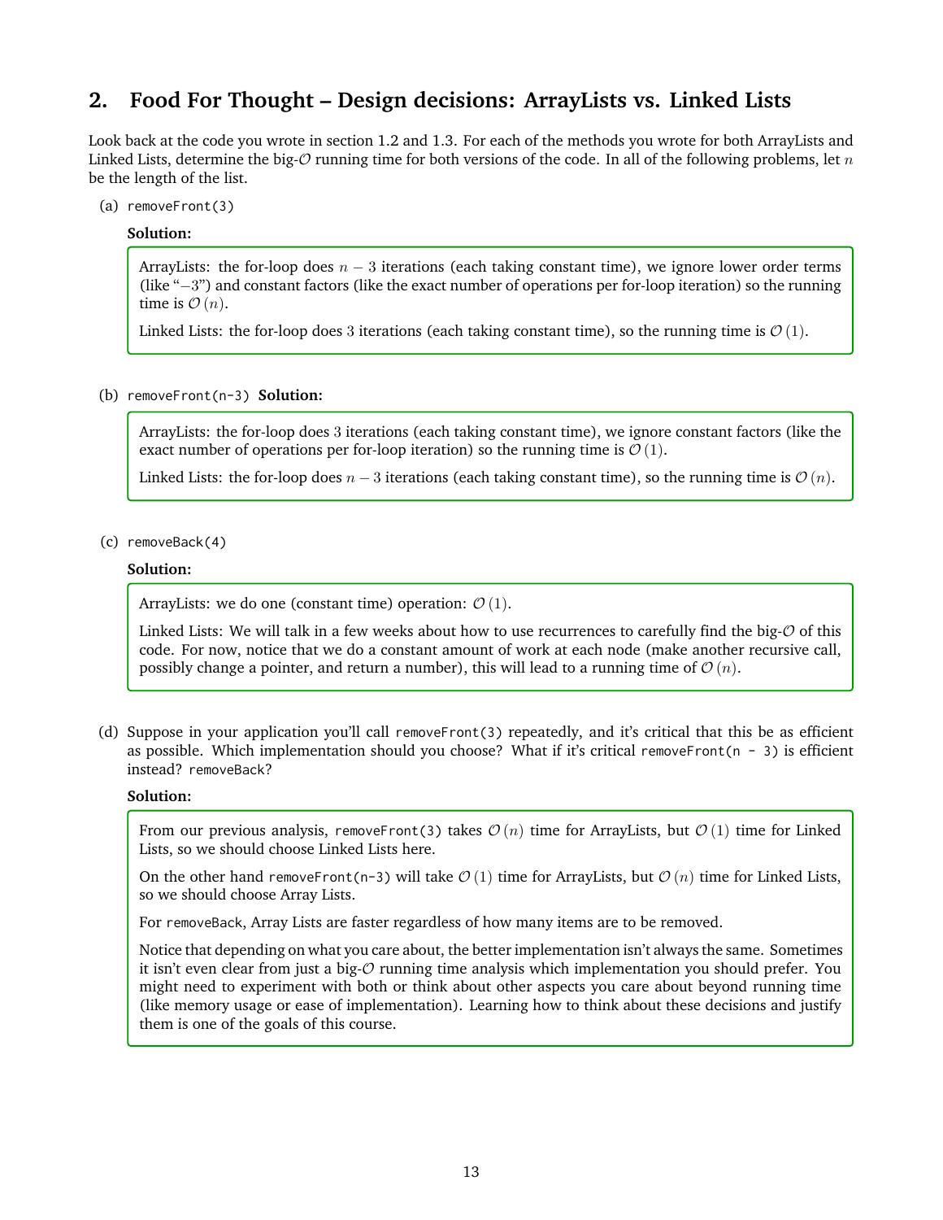## 2. Food For Thought – Design decisions: ArrayLists vs. Linked Lists

Look back at the code you wrote in section 1.2 and 1.3. For each of the methods you wrote for both ArrayLists and Linked Lists, determine the big-$\mathcal{O}$ running time for both versions of the code. In all of the following problems, let $n$ be the length of the list.

(a) `removeFront(3)`

**Solution:**

ArrayLists: the for-loop does $n-3$ iterations (each taking constant time), we ignore lower order terms (like "$-3$") and constant factors (like the exact number of operations per for-loop iteration) so the running time is $\mathcal{O}(n)$.

Linked Lists: the for-loop does $3$ iterations (each taking constant time), so the running time is $\mathcal{O}(1)$.

(b) `removeFront(n-3)` **Solution:**

ArrayLists: the for-loop does $3$ iterations (each taking constant time), we ignore constant factors (like the exact number of operations per for-loop iteration) so the running time is $\mathcal{O}(1)$.

Linked Lists: the for-loop does $n-3$ iterations (each taking constant time), so the running time is $\mathcal{O}(n)$.

(c) `removeBack(4)`

**Solution:**

ArrayLists: we do one (constant time) operation: $\mathcal{O}(1)$.

Linked Lists: We will talk in a few weeks about how to use recurrences to carefully find the big-$\mathcal{O}$ of this code. For now, notice that we do a constant amount of work at each node (make another recursive call, possibly change a pointer, and return a number), this will lead to a running time of $\mathcal{O}(n)$.

(d) Suppose in your application you'll call `removeFront(3)` repeatedly, and it's critical that this be as efficient as possible. Which implementation should you choose? What if it's critical `removeFront(n - 3)` is efficient instead? `removeBack`?

**Solution:**

From our previous analysis, `removeFront(3)` takes $\mathcal{O}(n)$ time for ArrayLists, but $\mathcal{O}(1)$ time for Linked Lists, so we should choose Linked Lists here.

On the other hand `removeFront(n-3)` will take $\mathcal{O}(1)$ time for ArrayLists, but $\mathcal{O}(n)$ time for Linked Lists, so we should choose Array Lists.

For `removeBack`, Array Lists are faster regardless of how many items are to be removed.

Notice that depending on what you care about, the better implementation isn't always the same. Sometimes it isn't even clear from just a big-$\mathcal{O}$ running time analysis which implementation you should prefer. You might need to experiment with both or think about other aspects you care about beyond running time (like memory usage or ease of implementation). Learning how to think about these decisions and justify them is one of the goals of this course.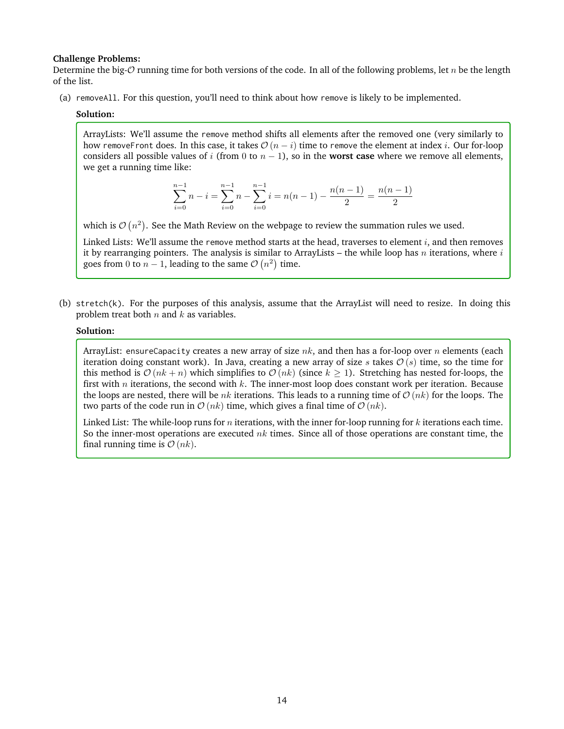**Challenge Problems:**
Determine the big-$\mathcal{O}$ running time for both versions of the code. In all of the following problems, let $n$ be the length of the list.

(a) `removeAll`. For this question, you'll need to think about how `remove` is likely to be implemented.

**Solution:**

> ArrayLists: We'll assume the `remove` method shifts all elements after the removed one (very similarly to how `removeFront` does. In this case, it takes $\mathcal{O}(n-i)$ time to `remove` the element at index $i$. Our for-loop considers all possible values of $i$ (from $0$ to $n-1$), so in the **worst case** where we remove all elements, we get a running time like:
>
> $$\sum_{i=0}^{n-1} n - i = \sum_{i=0}^{n-1} n - \sum_{i=0}^{n-1} i = n(n-1) - \frac{n(n-1)}{2} = \frac{n(n-1)}{2}$$
>
> which is $\mathcal{O}(n^2)$. See the Math Review on the webpage to review the summation rules we used.
>
> Linked Lists: We'll assume the `remove` method starts at the head, traverses to element $i$, and then removes it by rearranging pointers. The analysis is similar to ArrayLists – the while loop has $n$ iterations, where $i$ goes from $0$ to $n-1$, leading to the same $\mathcal{O}(n^2)$ time.

(b) `stretch(k)`. For the purposes of this analysis, assume that the ArrayList will need to resize. In doing this problem treat both $n$ and $k$ as variables.

**Solution:**

> ArrayList: `ensureCapacity` creates a new array of size $nk$, and then has a for-loop over $n$ elements (each iteration doing constant work). In Java, creating a new array of size $s$ takes $\mathcal{O}(s)$ time, so the time for this method is $\mathcal{O}(nk+n)$ which simplifies to $\mathcal{O}(nk)$ (since $k \geq 1$). Stretching has nested for-loops, the first with $n$ iterations, the second with $k$. The inner-most loop does constant work per iteration. Because the loops are nested, there will be $nk$ iterations. This leads to a running time of $\mathcal{O}(nk)$ for the loops. The two parts of the code run in $\mathcal{O}(nk)$ time, which gives a final time of $\mathcal{O}(nk)$.
>
> Linked List: The while-loop runs for $n$ iterations, with the inner for-loop running for $k$ iterations each time. So the inner-most operations are executed $nk$ times. Since all of those operations are constant time, the final running time is $\mathcal{O}(nk)$.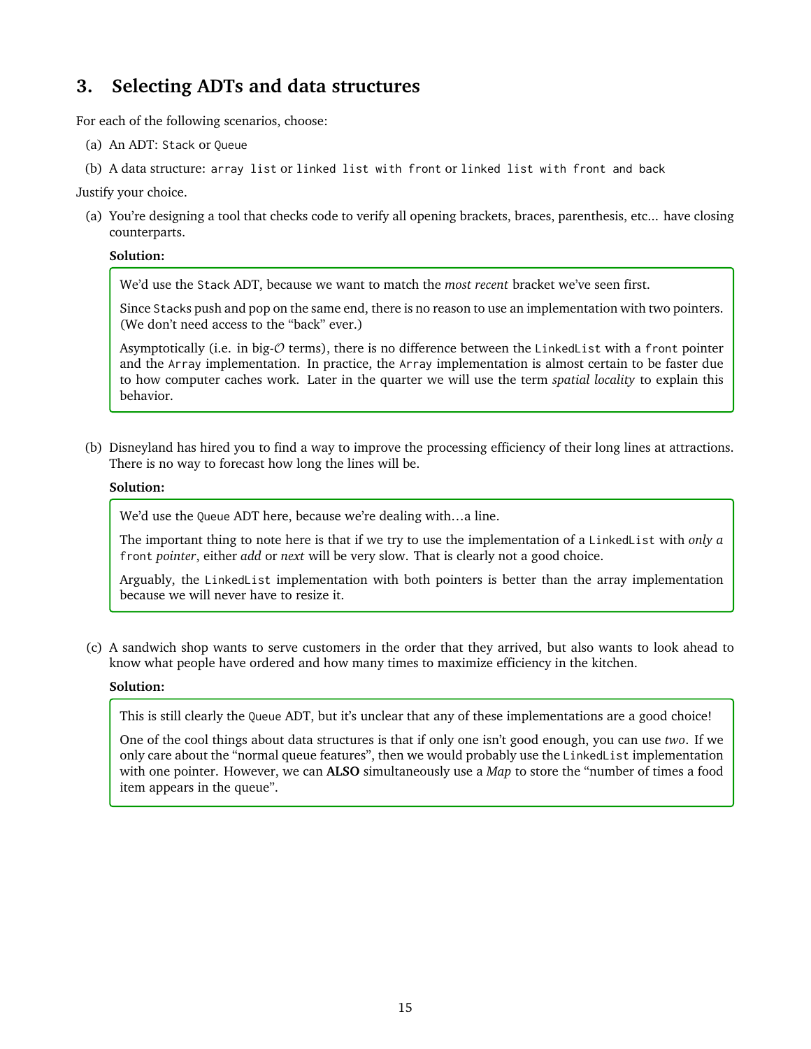## 3. Selecting ADTs and data structures

For each of the following scenarios, choose:

(a) An ADT: `Stack` or `Queue`

(b) A data structure: `array list` or `linked list with front` or `linked list with front and back`

Justify your choice.

(a) You're designing a tool that checks code to verify all opening brackets, braces, parenthesis, etc... have closing counterparts.

**Solution:**

> We'd use the `Stack` ADT, because we want to match the *most recent* bracket we've seen first.
>
> Since `Stacks` push and pop on the same end, there is no reason to use an implementation with two pointers. (We don't need access to the "back" ever.)
>
> Asymptotically (i.e. in big-$\mathcal{O}$ terms), there is no difference between the `LinkedList` with a `front` pointer and the `Array` implementation. In practice, the `Array` implementation is almost certain to be faster due to how computer caches work. Later in the quarter we will use the term *spatial locality* to explain this behavior.

(b) Disneyland has hired you to find a way to improve the processing efficiency of their long lines at attractions. There is no way to forecast how long the lines will be.

**Solution:**

> We'd use the `Queue` ADT here, because we're dealing with…a line.
>
> The important thing to note here is that if we try to use the implementation of a `LinkedList` with *only a* `front` *pointer*, either *add* or *next* will be very slow. That is clearly not a good choice.
>
> Arguably, the `LinkedList` implementation with both pointers is better than the array implementation because we will never have to resize it.

(c) A sandwich shop wants to serve customers in the order that they arrived, but also wants to look ahead to know what people have ordered and how many times to maximize efficiency in the kitchen.

**Solution:**

> This is still clearly the `Queue` ADT, but it's unclear that any of these implementations are a good choice!
>
> One of the cool things about data structures is that if only one isn't good enough, you can use *two*. If we only care about the "normal queue features", then we would probably use the `LinkedList` implementation with one pointer. However, we can **ALSO** simultaneously use a *Map* to store the "number of times a food item appears in the queue".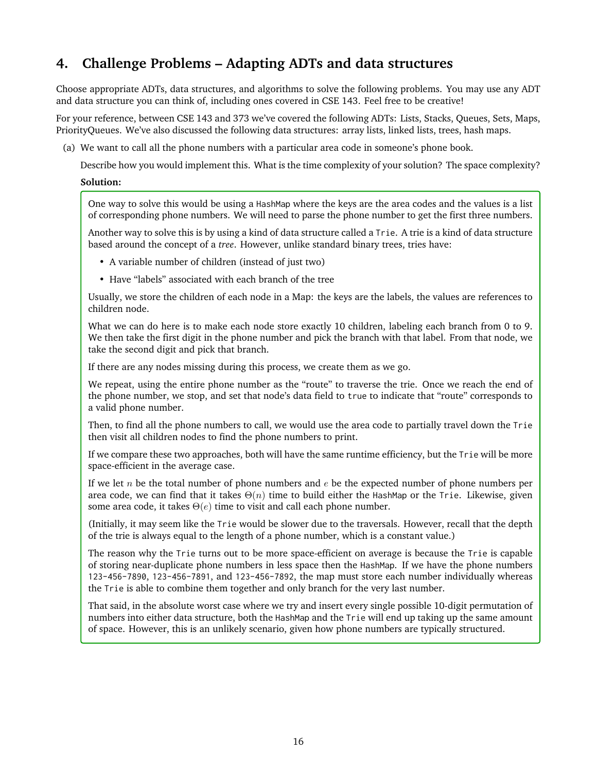## 4. Challenge Problems – Adapting ADTs and data structures

Choose appropriate ADTs, data structures, and algorithms to solve the following problems. You may use any ADT and data structure you can think of, including ones covered in CSE 143. Feel free to be creative!

For your reference, between CSE 143 and 373 we've covered the following ADTs: Lists, Stacks, Queues, Sets, Maps, PriorityQueues. We've also discussed the following data structures: array lists, linked lists, trees, hash maps.

(a) We want to call all the phone numbers with a particular area code in someone's phone book.

Describe how you would implement this. What is the time complexity of your solution? The space complexity?

**Solution:**

One way to solve this would be using a `HashMap` where the keys are the area codes and the values is a list of corresponding phone numbers. We will need to parse the phone number to get the first three numbers.

Another way to solve this is by using a kind of data structure called a `Trie`. A trie is a kind of data structure based around the concept of a *tree*. However, unlike standard binary trees, tries have:

- A variable number of children (instead of just two)
- Have "labels" associated with each branch of the tree

Usually, we store the children of each node in a Map: the keys are the labels, the values are references to children node.

What we can do here is to make each node store exactly 10 children, labeling each branch from 0 to 9. We then take the first digit in the phone number and pick the branch with that label. From that node, we take the second digit and pick that branch.

If there are any nodes missing during this process, we create them as we go.

We repeat, using the entire phone number as the "route" to traverse the trie. Once we reach the end of the phone number, we stop, and set that node's data field to `true` to indicate that "route" corresponds to a valid phone number.

Then, to find all the phone numbers to call, we would use the area code to partially travel down the `Trie` then visit all children nodes to find the phone numbers to print.

If we compare these two approaches, both will have the same runtime efficiency, but the `Trie` will be more space-efficient in the average case.

If we let $n$ be the total number of phone numbers and $e$ be the expected number of phone numbers per area code, we can find that it takes $\Theta(n)$ time to build either the `HashMap` or the `Trie`. Likewise, given some area code, it takes $\Theta(e)$ time to visit and call each phone number.

(Initially, it may seem like the `Trie` would be slower due to the traversals. However, recall that the depth of the trie is always equal to the length of a phone number, which is a constant value.)

The reason why the `Trie` turns out to be more space-efficient on average is because the `Trie` is capable of storing near-duplicate phone numbers in less space then the `HashMap`. If we have the phone numbers `123-456-7890`, `123-456-7891`, and `123-456-7892`, the map must store each number individually whereas the `Trie` is able to combine them together and only branch for the very last number.

That said, in the absolute worst case where we try and insert every single possible 10-digit permutation of numbers into either data structure, both the `HashMap` and the `Trie` will end up taking up the same amount of space. However, this is an unlikely scenario, given how phone numbers are typically structured.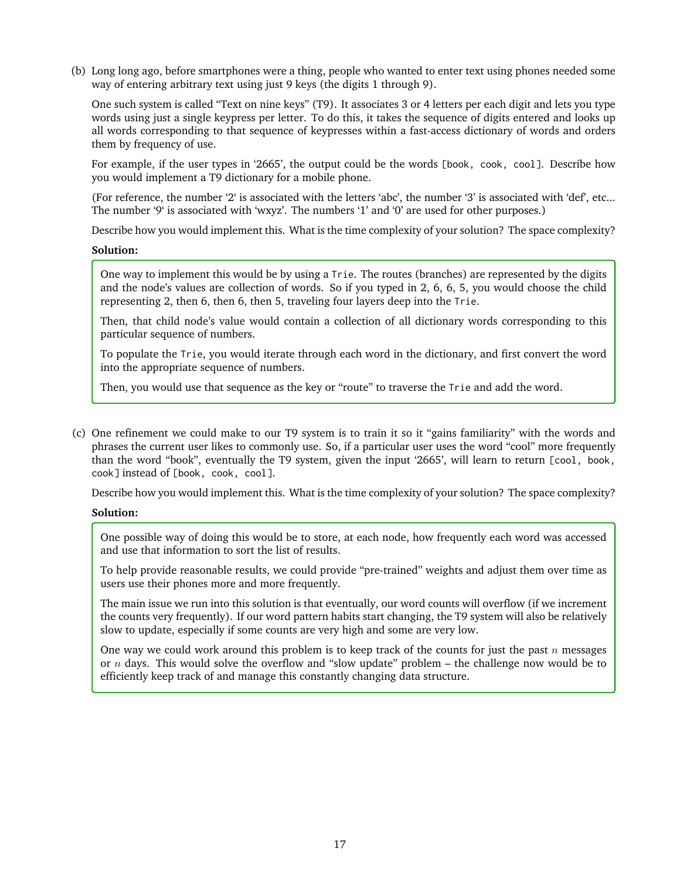(b) Long long ago, before smartphones were a thing, people who wanted to enter text using phones needed some way of entering arbitrary text using just 9 keys (the digits 1 through 9).

One such system is called "Text on nine keys" (T9). It associates 3 or 4 letters per each digit and lets you type words using just a single keypress per letter. To do this, it takes the sequence of digits entered and looks up all words corresponding to that sequence of keypresses within a fast-access dictionary of words and orders them by frequency of use.

For example, if the user types in '2665', the output could be the words `[book, cook, cool]`. Describe how you would implement a T9 dictionary for a mobile phone.

(For reference, the number '2' is associated with the letters 'abc', the number '3' is associated with 'def', etc... The number '9' is associated with 'wxyz'. The numbers '1' and '0' are used for other purposes.)

Describe how you would implement this. What is the time complexity of your solution? The space complexity?

**Solution:**

> One way to implement this would be by using a `Trie`. The routes (branches) are represented by the digits and the node's values are collection of words. So if you typed in 2, 6, 6, 5, you would choose the child representing 2, then 6, then 6, then 5, traveling four layers deep into the `Trie`.
>
> Then, that child node's value would contain a collection of all dictionary words corresponding to this particular sequence of numbers.
>
> To populate the `Trie`, you would iterate through each word in the dictionary, and first convert the word into the appropriate sequence of numbers.
>
> Then, you would use that sequence as the key or "route" to traverse the `Trie` and add the word.

(c) One refinement we could make to our T9 system is to train it so it "gains familiarity" with the words and phrases the current user likes to commonly use. So, if a particular user uses the word "cool" more frequently than the word "book", eventually the T9 system, given the input '2665', will learn to return `[cool, book, cook]` instead of `[book, cook, cool]`.

Describe how you would implement this. What is the time complexity of your solution? The space complexity?

**Solution:**

> One possible way of doing this would be to store, at each node, how frequently each word was accessed and use that information to sort the list of results.
>
> To help provide reasonable results, we could provide "pre-trained" weights and adjust them over time as users use their phones more and more frequently.
>
> The main issue we run into this solution is that eventually, our word counts will overflow (if we increment the counts very frequently). If our word pattern habits start changing, the T9 system will also be relatively slow to update, especially if some counts are very high and some are very low.
>
> One way we could work around this problem is to keep track of the counts for just the past $n$ messages or $n$ days. This would solve the overflow and "slow update" problem – the challenge now would be to efficiently keep track of and manage this constantly changing data structure.